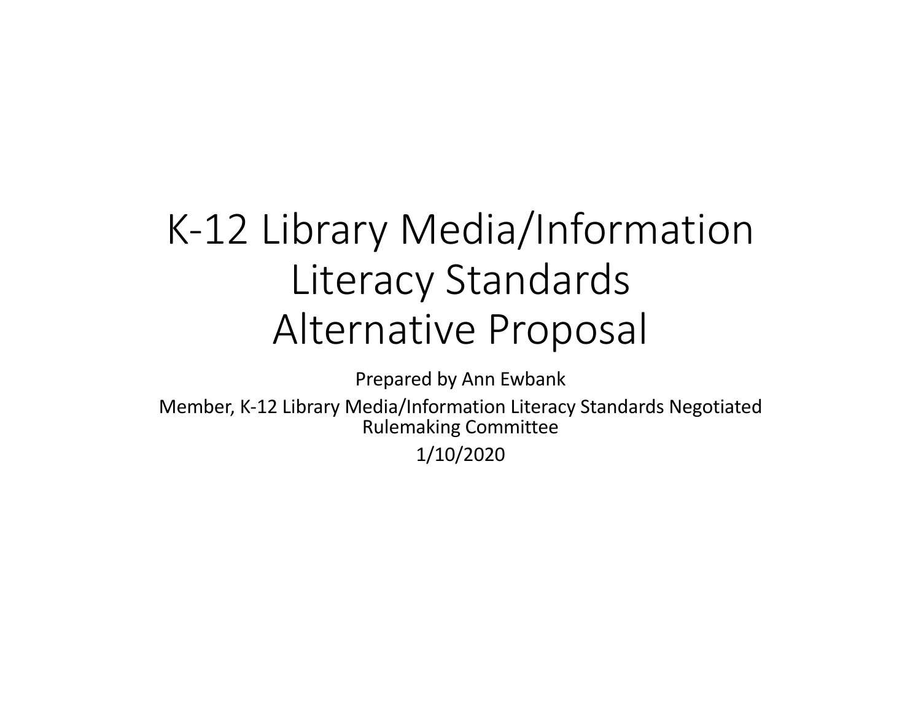# K-12 Library Media/Information Literacy Standards Alternative Proposal

Prepared by Ann Ewbank

Member, K-12 Library Media/Information Literacy Standards Negotiated Rulemaking Committee

1/10/2020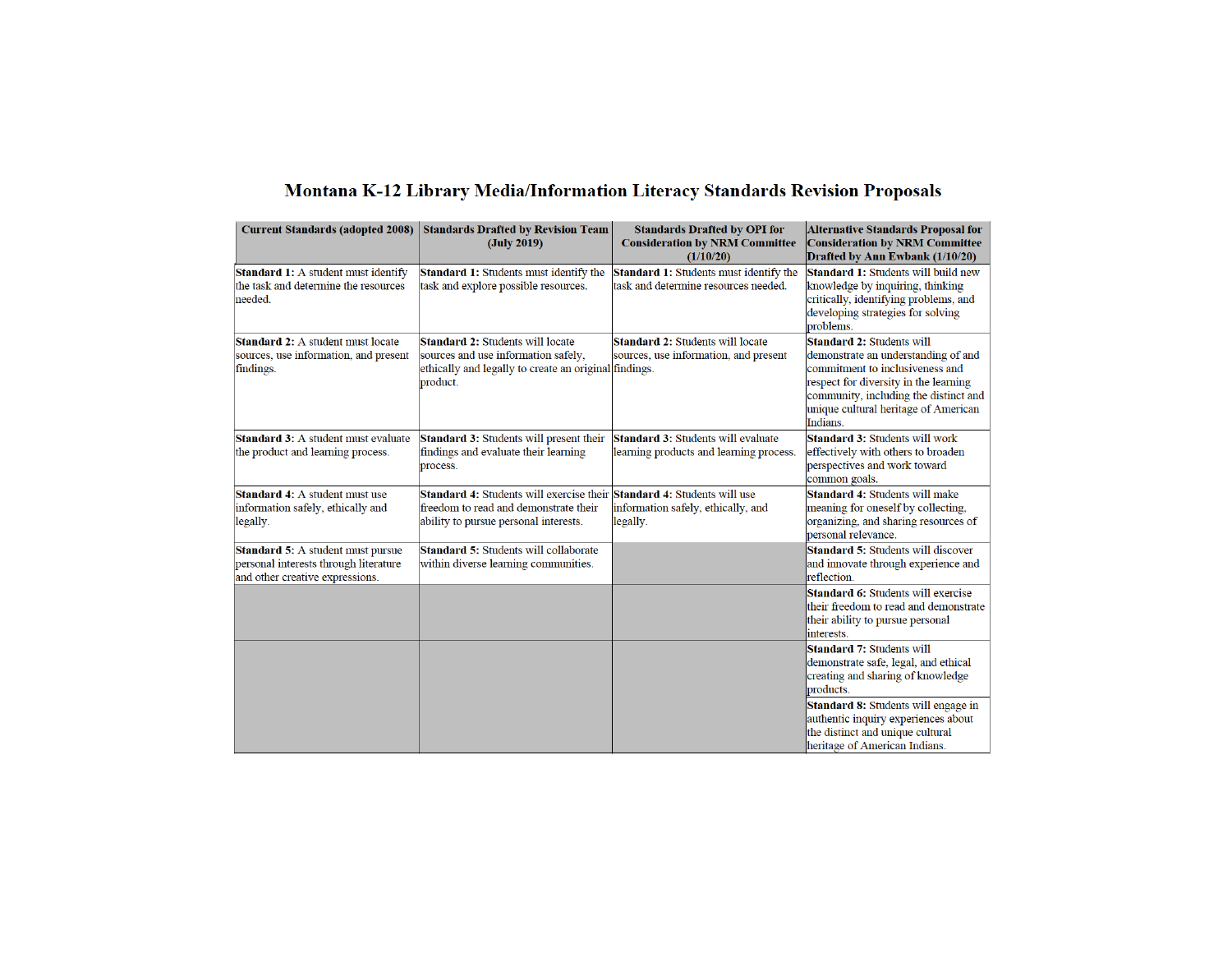# Montana K-12 Library Media/Information Literacy Standards Revision Proposals

| Current Standards (adopted 2008) | Standards Drafted by Revision Team (July 2019) | Standards Drafted by OPI for Consideration by NRM Committee (1/10/20) | Alternative Standards Proposal for Consideration by NRM Committee Drafted by Ann Ewbank (1/10/20) |
|---|---|---|---|
| **Standard 1:** A student must identify the task and determine the resources needed. | **Standard 1:** Students must identify the task and explore possible resources. | **Standard 1:** Students must identify the task and determine resources needed. | **Standard 1:** Students will build new knowledge by inquiring, thinking critically, identifying problems, and developing strategies for solving problems. |
| **Standard 2:** A student must locate sources, use information, and present findings. | **Standard 2:** Students will locate sources and use information safely, ethically and legally to create an original product. | **Standard 2:** Students will locate sources, use information, and present findings. | **Standard 2:** Students will demonstrate an understanding of and commitment to inclusiveness and respect for diversity in the learning community, including the distinct and unique cultural heritage of American Indians. |
| **Standard 3:** A student must evaluate the product and learning process. | **Standard 3:** Students will present their findings and evaluate their learning process. | **Standard 3:** Students will evaluate learning products and learning process. | **Standard 3:** Students will work effectively with others to broaden perspectives and work toward common goals. |
| **Standard 4:** A student must use information safely, ethically and legally. | **Standard 4:** Students will exercise their freedom to read and demonstrate their ability to pursue personal interests. | **Standard 4:** Students will use information safely, ethically, and legally. | **Standard 4:** Students will make meaning for oneself by collecting, organizing, and sharing resources of personal relevance. |
| **Standard 5:** A student must pursue personal interests through literature and other creative expressions. | **Standard 5:** Students will collaborate within diverse learning communities. | | **Standard 5:** Students will discover and innovate through experience and reflection. |
| | | | **Standard 6:** Students will exercise their freedom to read and demonstrate their ability to pursue personal interests. |
| | | | **Standard 7:** Students will demonstrate safe, legal, and ethical creating and sharing of knowledge products. |
| | | | **Standard 8:** Students will engage in authentic inquiry experiences about the distinct and unique cultural heritage of American Indians. |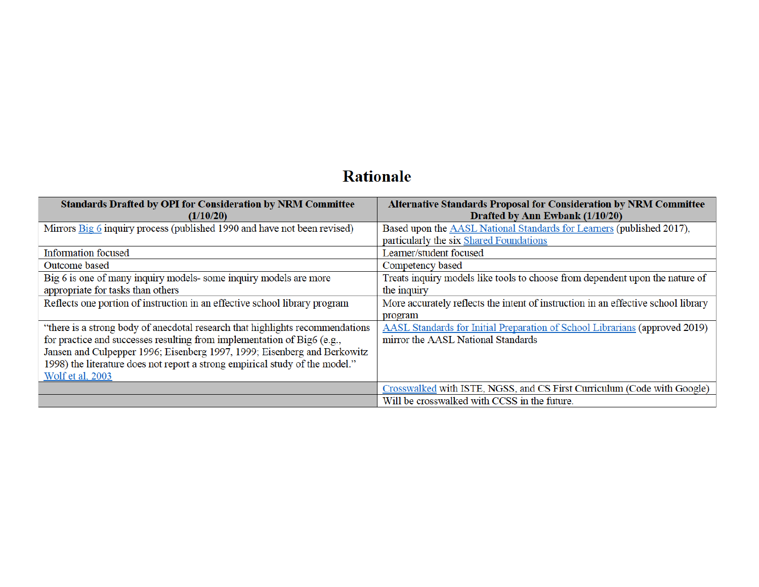# Rationale

| Standards Drafted by OPI for Consideration by NRM Committee (1/10/20) | Alternative Standards Proposal for Consideration by NRM Committee Drafted by Ann Ewbank (1/10/20) |
|---|---|
| Mirrors Big 6 inquiry process (published 1990 and have not been revised) | Based upon the AASL National Standards for Learners (published 2017), particularly the six Shared Foundations |
| Information focused | Learner/student focused |
| Outcome based | Competency based |
| Big 6 is one of many inquiry models- some inquiry models are more appropriate for tasks than others | Treats inquiry models like tools to choose from dependent upon the nature of the inquiry |
| Reflects one portion of instruction in an effective school library program | More accurately reflects the intent of instruction in an effective school library program |
| "there is a strong body of anecdotal research that highlights recommendations for practice and successes resulting from implementation of Big6 (e.g., Jansen and Culpepper 1996; Eisenberg 1997, 1999; Eisenberg and Berkowitz 1998) the literature does not report a strong empirical study of the model." Wolf et al. 2003 | AASL Standards for Initial Preparation of School Librarians (approved 2019) mirror the AASL National Standards |
| | Crosswalked with ISTE, NGSS, and CS First Curriculum (Code with Google) |
| | Will be crosswalked with CCSS in the future. |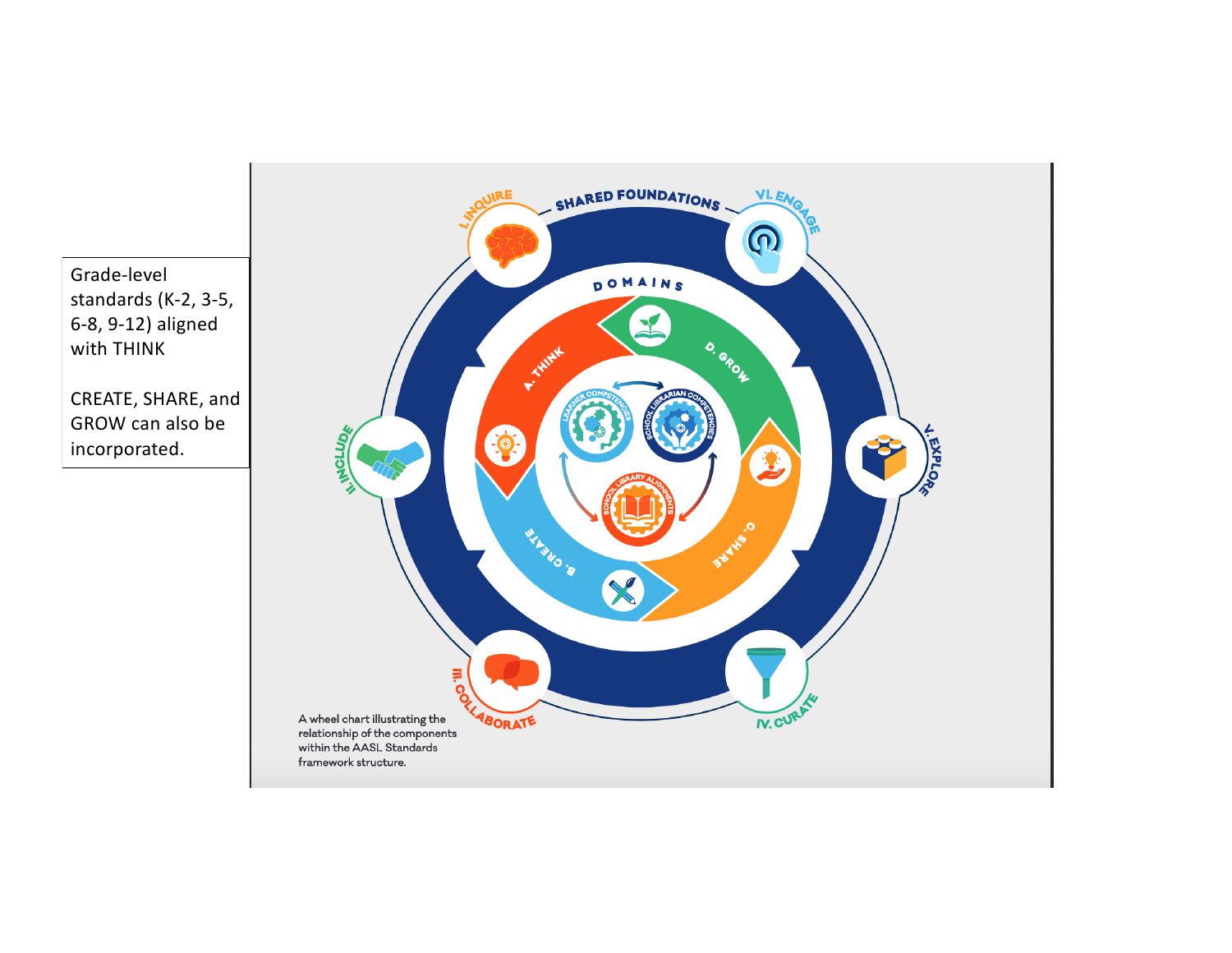Grade-level standards (K-2, 3-5, 6-8, 9-12) aligned with THINK

CREATE, SHARE, and GROW can also be incorporated.

SHARED FOUNDATIONS

I. INQUIRE

II. INCLUDE

III. COLLABORATE

IV. CURATE

V. EXPLORE

VI. ENGAGE

DOMAINS

A. THINK

B. CREATE

C. SHARE

D. GROW

LEARNER COMPETENCIES

SCHOOL LIBRARIAN COMPETENCIES

SCHOOL LIBRARY ALIGNMENTS

A wheel chart illustrating the relationship of the components within the AASL Standards framework structure.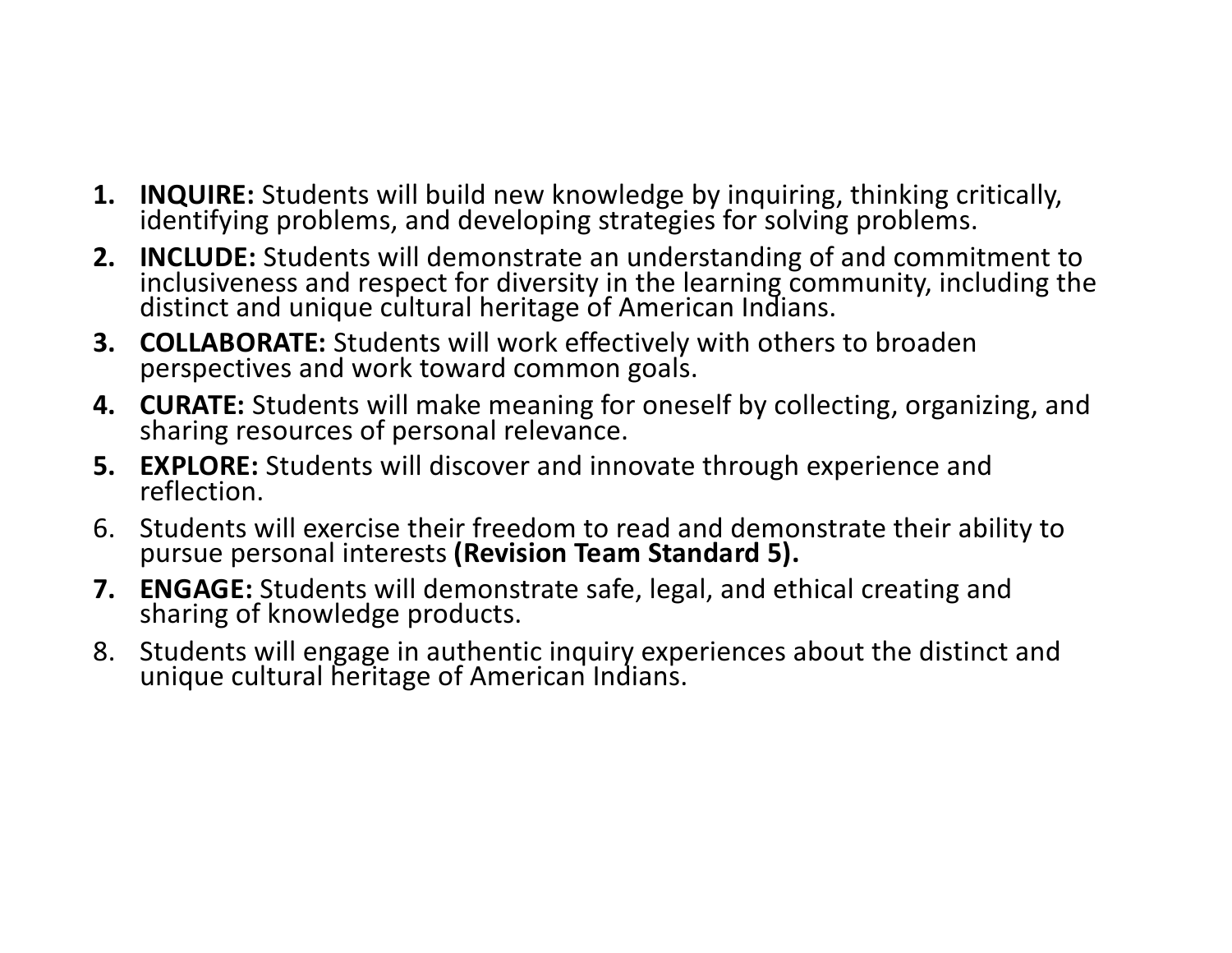1. **INQUIRE:** Students will build new knowledge by inquiring, thinking critically, identifying problems, and developing strategies for solving problems.
2. **INCLUDE:** Students will demonstrate an understanding of and commitment to inclusiveness and respect for diversity in the learning community, including the distinct and unique cultural heritage of American Indians.
3. **COLLABORATE:** Students will work effectively with others to broaden perspectives and work toward common goals.
4. **CURATE:** Students will make meaning for oneself by collecting, organizing, and sharing resources of personal relevance.
5. **EXPLORE:** Students will discover and innovate through experience and reflection.
6. Students will exercise their freedom to read and demonstrate their ability to pursue personal interests **(Revision Team Standard 5).**
7. **ENGAGE:** Students will demonstrate safe, legal, and ethical creating and sharing of knowledge products.
8. Students will engage in authentic inquiry experiences about the distinct and unique cultural heritage of American Indians.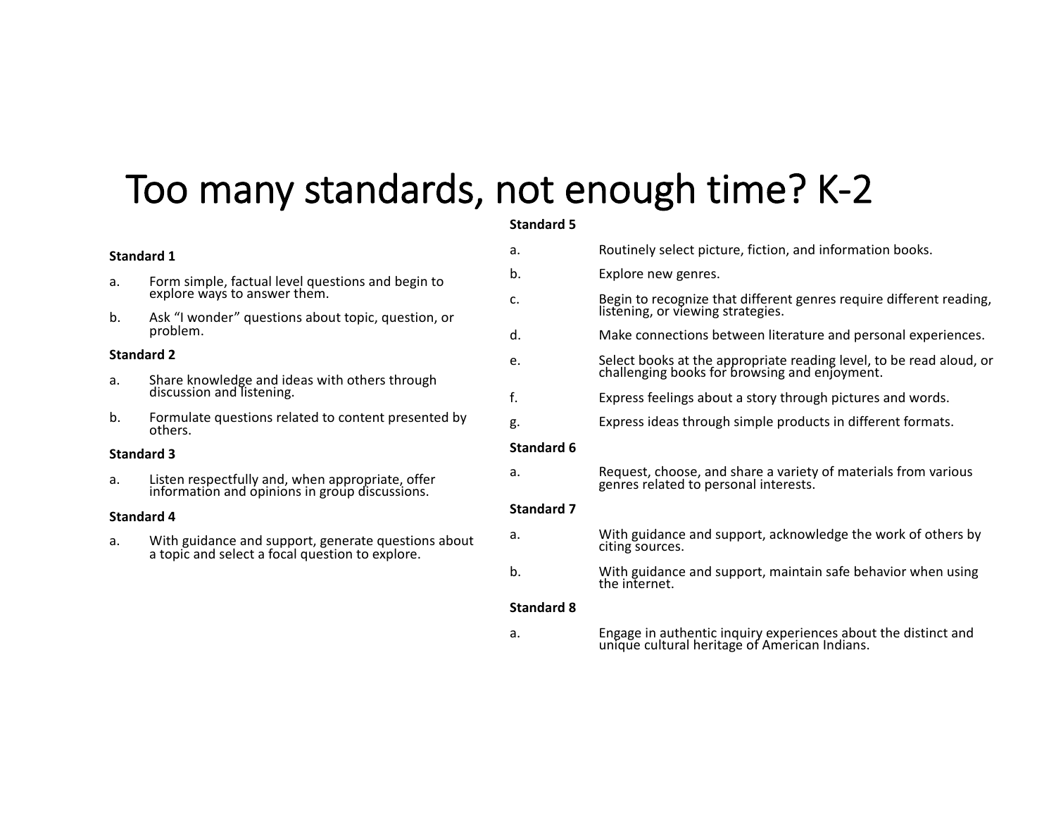# Too many standards, not enough time? K-2

**Standard 1**

a. Form simple, factual level questions and begin to explore ways to answer them.

b. Ask "I wonder" questions about topic, question, or problem.

**Standard 2**

a. Share knowledge and ideas with others through discussion and listening.

b. Formulate questions related to content presented by others.

**Standard 3**

a. Listen respectfully and, when appropriate, offer information and opinions in group discussions.

**Standard 4**

a. With guidance and support, generate questions about a topic and select a focal question to explore.

**Standard 5**

a. Routinely select picture, fiction, and information books.

b. Explore new genres.

c. Begin to recognize that different genres require different reading, listening, or viewing strategies.

d. Make connections between literature and personal experiences.

e. Select books at the appropriate reading level, to be read aloud, or challenging books for browsing and enjoyment.

f. Express feelings about a story through pictures and words.

g. Express ideas through simple products in different formats.

**Standard 6**

a. Request, choose, and share a variety of materials from various genres related to personal interests.

**Standard 7**

a. With guidance and support, acknowledge the work of others by citing sources.

b. With guidance and support, maintain safe behavior when using the internet.

**Standard 8**

a. Engage in authentic inquiry experiences about the distinct and unique cultural heritage of American Indians.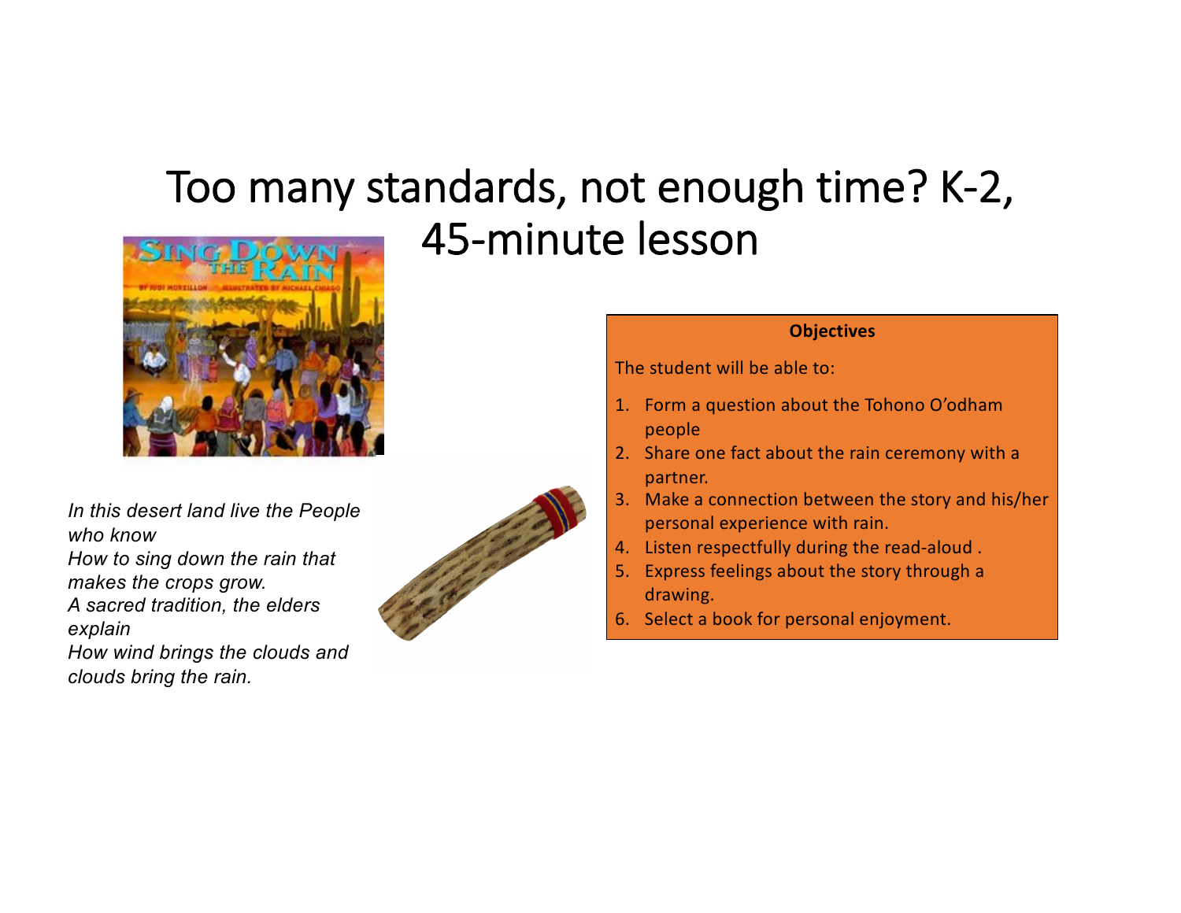# Too many standards, not enough time? K-2, 45-minute lesson

*In this desert land live the People who know*
*How to sing down the rain that makes the crops grow.*
*A sacred tradition, the elders explain*
*How wind brings the clouds and clouds bring the rain.*

**Objectives**

The student will be able to:

1. Form a question about the Tohono O'odham people
2. Share one fact about the rain ceremony with a partner.
3. Make a connection between the story and his/her personal experience with rain.
4. Listen respectfully during the read-aloud .
5. Express feelings about the story through a drawing.
6. Select a book for personal enjoyment.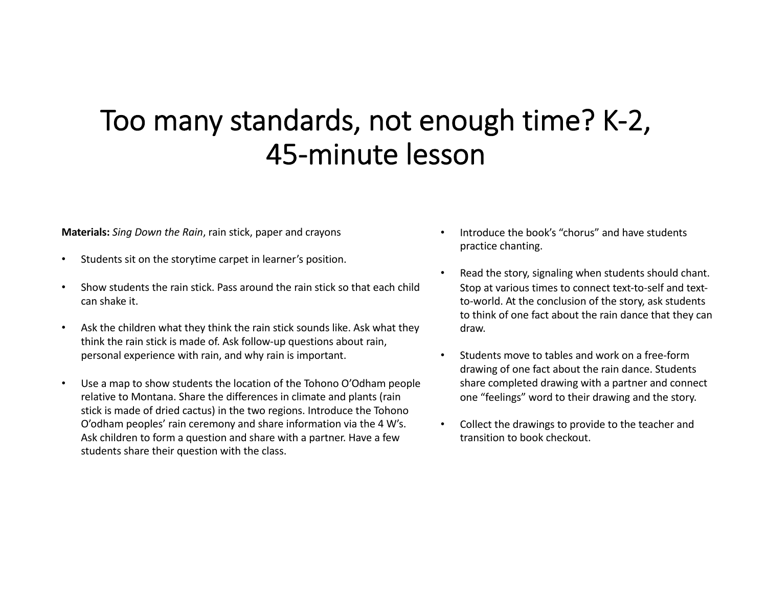# Too many standards, not enough time? K-2, 45-minute lesson

**Materials:** *Sing Down the Rain*, rain stick, paper and crayons

- Students sit on the storytime carpet in learner's position.
- Show students the rain stick. Pass around the rain stick so that each child can shake it.
- Ask the children what they think the rain stick sounds like. Ask what they think the rain stick is made of. Ask follow-up questions about rain, personal experience with rain, and why rain is important.
- Use a map to show students the location of the Tohono O'Odham people relative to Montana. Share the differences in climate and plants (rain stick is made of dried cactus) in the two regions. Introduce the Tohono O'odham peoples' rain ceremony and share information via the 4 W's. Ask children to form a question and share with a partner. Have a few students share their question with the class.
- Introduce the book's "chorus" and have students practice chanting.
- Read the story, signaling when students should chant. Stop at various times to connect text-to-self and text-to-world. At the conclusion of the story, ask students to think of one fact about the rain dance that they can draw.
- Students move to tables and work on a free-form drawing of one fact about the rain dance. Students share completed drawing with a partner and connect one "feelings" word to their drawing and the story.
- Collect the drawings to provide to the teacher and transition to book checkout.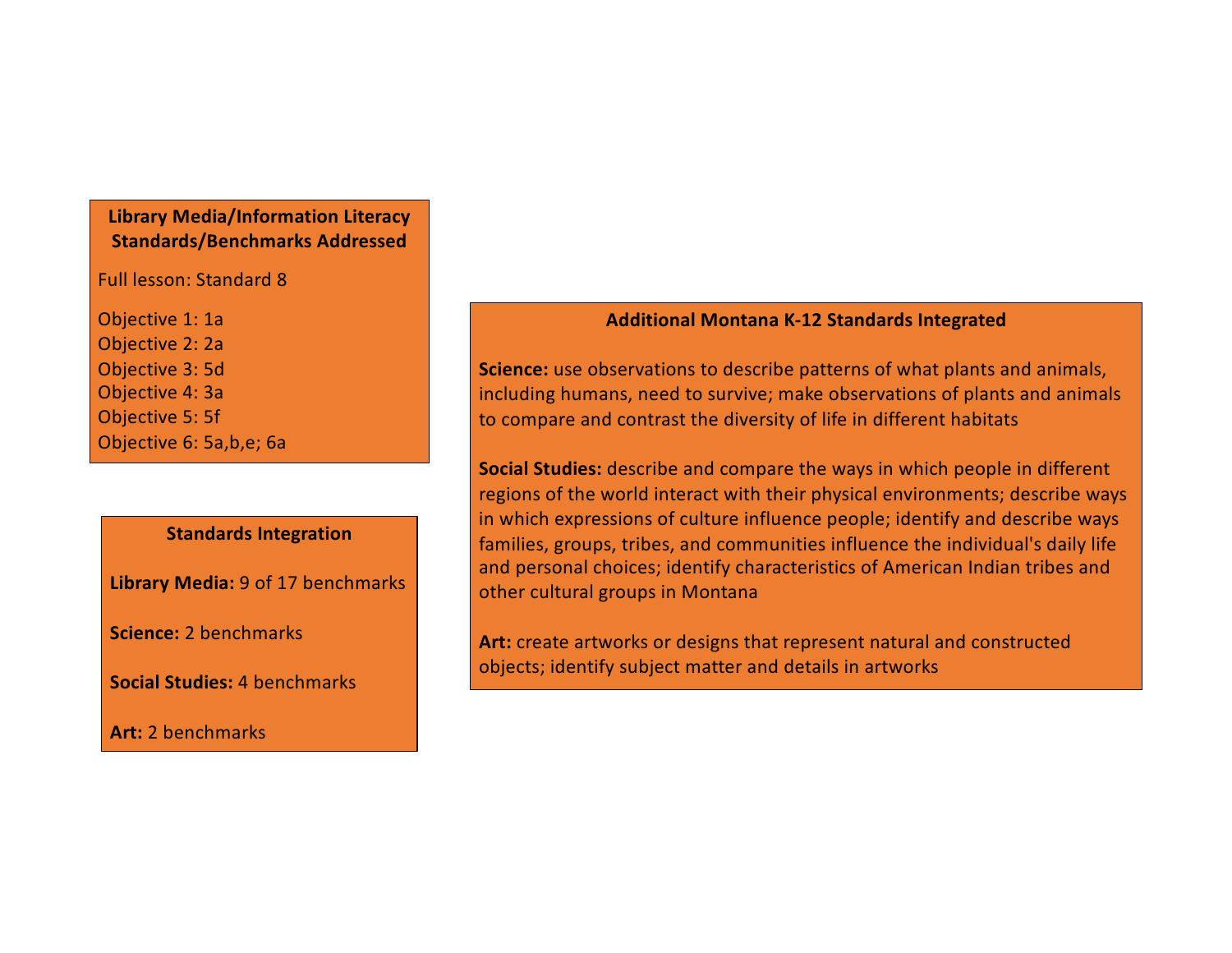### Library Media/Information Literacy Standards/Benchmarks Addressed

Full lesson: Standard 8

Objective 1: 1a
Objective 2: 2a
Objective 3: 5d
Objective 4: 3a
Objective 5: 5f
Objective 6: 5a,b,e; 6a

### Standards Integration

**Library Media:** 9 of 17 benchmarks

**Science:** 2 benchmarks

**Social Studies:** 4 benchmarks

**Art:** 2 benchmarks

### Additional Montana K-12 Standards Integrated

**Science:** use observations to describe patterns of what plants and animals, including humans, need to survive; make observations of plants and animals to compare and contrast the diversity of life in different habitats

**Social Studies:** describe and compare the ways in which people in different regions of the world interact with their physical environments; describe ways in which expressions of culture influence people; identify and describe ways families, groups, tribes, and communities influence the individual's daily life and personal choices; identify characteristics of American Indian tribes and other cultural groups in Montana

**Art:** create artworks or designs that represent natural and constructed objects; identify subject matter and details in artworks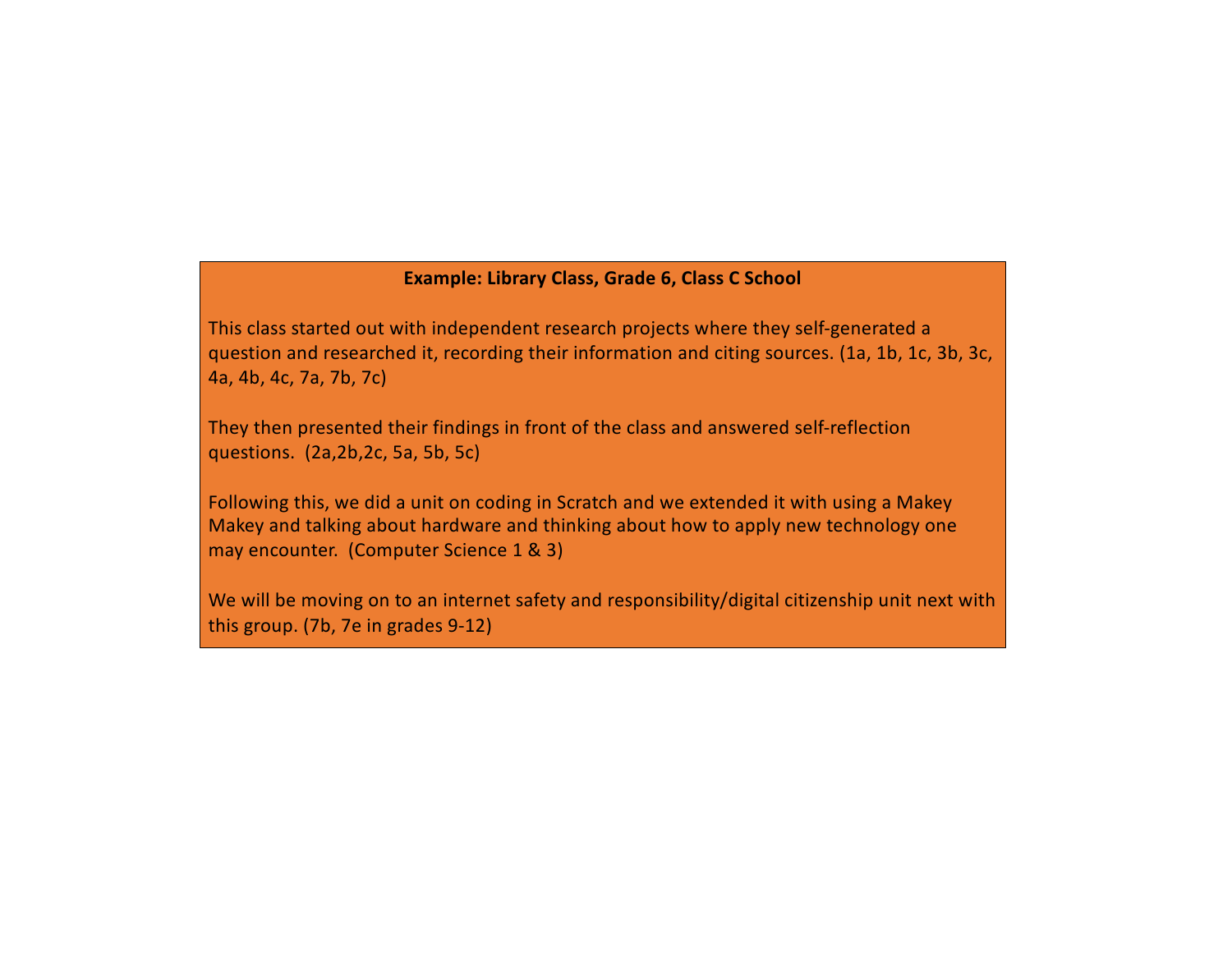**Example: Library Class, Grade 6, Class C School**

This class started out with independent research projects where they self-generated a question and researched it, recording their information and citing sources. (1a, 1b, 1c, 3b, 3c, 4a, 4b, 4c, 7a, 7b, 7c)

They then presented their findings in front of the class and answered self-reflection questions. (2a,2b,2c, 5a, 5b, 5c)

Following this, we did a unit on coding in Scratch and we extended it with using a Makey Makey and talking about hardware and thinking about how to apply new technology one may encounter. (Computer Science 1 & 3)

We will be moving on to an internet safety and responsibility/digital citizenship unit next with this group. (7b, 7e in grades 9-12)